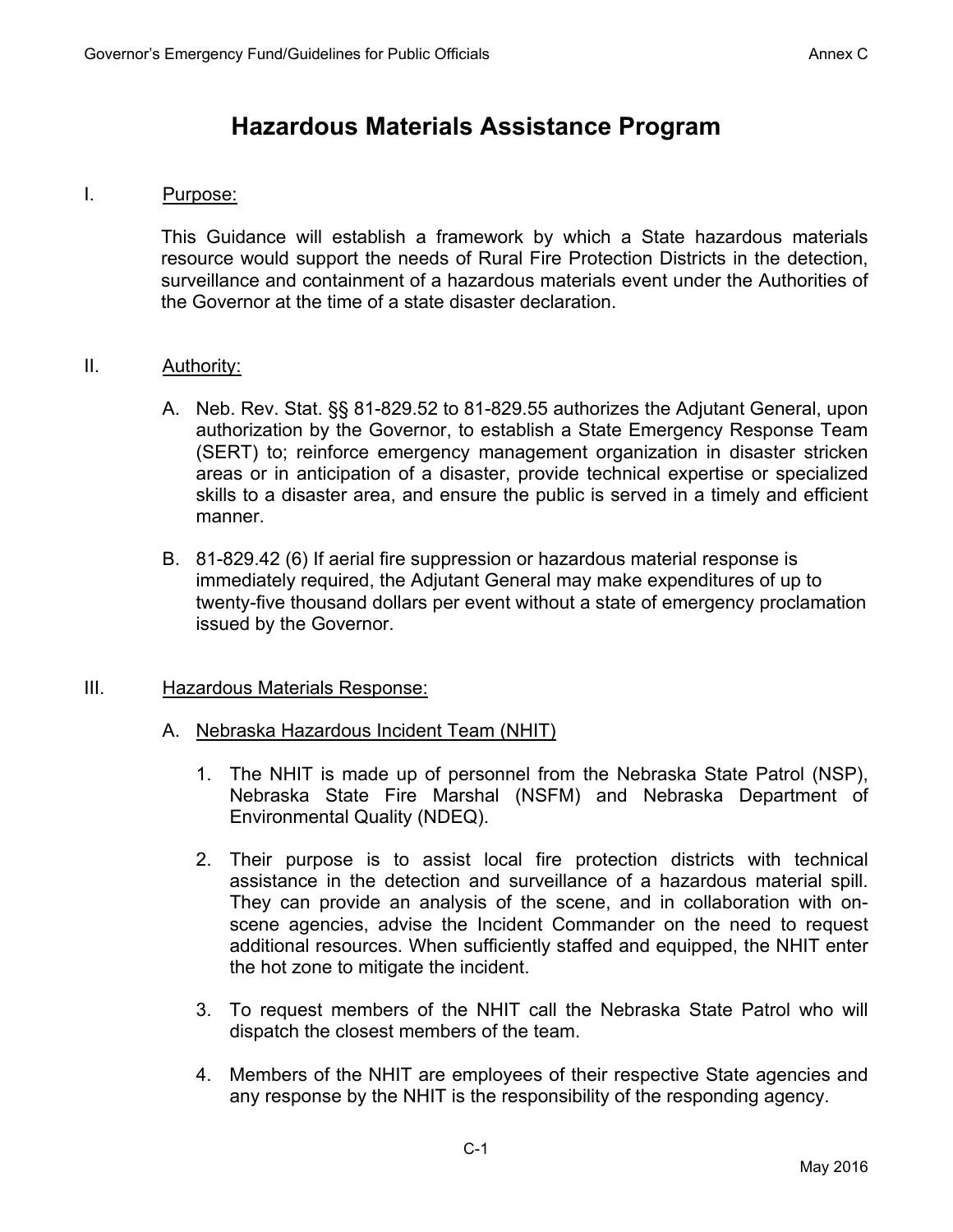# Hazardous Materials Assistance Program

I. Purpose:

This Guidance will establish a framework by which a State hazardous materials resource would support the needs of Rural Fire Protection Districts in the detection, surveillance and containment of a hazardous materials event under the Authorities of the Governor at the time of a state disaster declaration.

II. Authority:

A. Neb. Rev. Stat. §§ 81-829.52 to 81-829.55 authorizes the Adjutant General, upon authorization by the Governor, to establish a State Emergency Response Team (SERT) to; reinforce emergency management organization in disaster stricken areas or in anticipation of a disaster, provide technical expertise or specialized skills to a disaster area, and ensure the public is served in a timely and efficient manner.

B. 81-829.42 (6) If aerial fire suppression or hazardous material response is immediately required, the Adjutant General may make expenditures of up to twenty-five thousand dollars per event without a state of emergency proclamation issued by the Governor.

III. Hazardous Materials Response:

A. Nebraska Hazardous Incident Team (NHIT)

1. The NHIT is made up of personnel from the Nebraska State Patrol (NSP), Nebraska State Fire Marshal (NSFM) and Nebraska Department of Environmental Quality (NDEQ).

2. Their purpose is to assist local fire protection districts with technical assistance in the detection and surveillance of a hazardous material spill. They can provide an analysis of the scene, and in collaboration with on-scene agencies, advise the Incident Commander on the need to request additional resources. When sufficiently staffed and equipped, the NHIT enter the hot zone to mitigate the incident.

3. To request members of the NHIT call the Nebraska State Patrol who will dispatch the closest members of the team.

4. Members of the NHIT are employees of their respective State agencies and any response by the NHIT is the responsibility of the responding agency.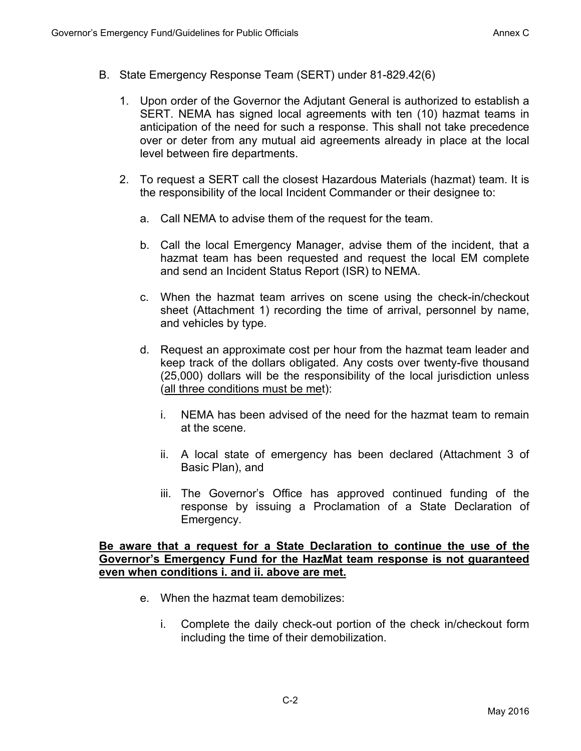B. State Emergency Response Team (SERT) under 81-829.42(6)

1. Upon order of the Governor the Adjutant General is authorized to establish a SERT. NEMA has signed local agreements with ten (10) hazmat teams in anticipation of the need for such a response. This shall not take precedence over or deter from any mutual aid agreements already in place at the local level between fire departments.

2. To request a SERT call the closest Hazardous Materials (hazmat) team. It is the responsibility of the local Incident Commander or their designee to:

   a. Call NEMA to advise them of the request for the team.

   b. Call the local Emergency Manager, advise them of the incident, that a hazmat team has been requested and request the local EM complete and send an Incident Status Report (ISR) to NEMA.

   c. When the hazmat team arrives on scene using the check-in/checkout sheet (Attachment 1) recording the time of arrival, personnel by name, and vehicles by type.

   d. Request an approximate cost per hour from the hazmat team leader and keep track of the dollars obligated. Any costs over twenty-five thousand (25,000) dollars will be the responsibility of the local jurisdiction unless (<u>all three conditions must be met</u>):

      i. NEMA has been advised of the need for the hazmat team to remain at the scene.

      ii. A local state of emergency has been declared (Attachment 3 of Basic Plan), and

      iii. The Governor's Office has approved continued funding of the response by issuing a Proclamation of a State Declaration of Emergency.

**<u>Be aware that a request for a State Declaration to continue the use of the Governor's Emergency Fund for the HazMat team response is not guaranteed even when conditions i. and ii. above are met.</u>**

   e. When the hazmat team demobilizes:

      i. Complete the daily check-out portion of the check in/checkout form including the time of their demobilization.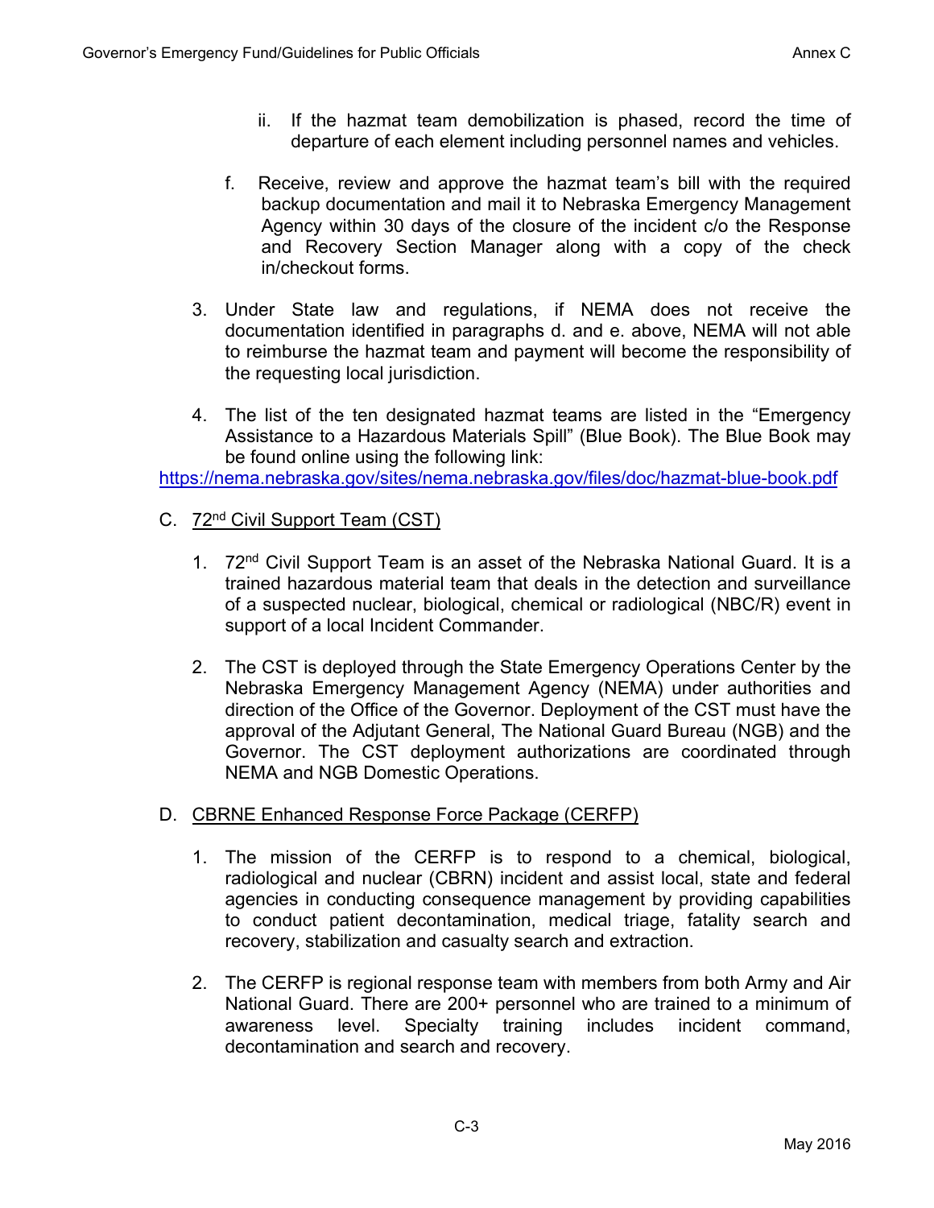ii. If the hazmat team demobilization is phased, record the time of departure of each element including personnel names and vehicles.

f. Receive, review and approve the hazmat team's bill with the required backup documentation and mail it to Nebraska Emergency Management Agency within 30 days of the closure of the incident c/o the Response and Recovery Section Manager along with a copy of the check in/checkout forms.

3. Under State law and regulations, if NEMA does not receive the documentation identified in paragraphs d. and e. above, NEMA will not able to reimburse the hazmat team and payment will become the responsibility of the requesting local jurisdiction.

4. The list of the ten designated hazmat teams are listed in the "Emergency Assistance to a Hazardous Materials Spill" (Blue Book). The Blue Book may be found online using the following link:
https://nema.nebraska.gov/sites/nema.nebraska.gov/files/doc/hazmat-blue-book.pdf

C. 72nd Civil Support Team (CST)

1. 72nd Civil Support Team is an asset of the Nebraska National Guard. It is a trained hazardous material team that deals in the detection and surveillance of a suspected nuclear, biological, chemical or radiological (NBC/R) event in support of a local Incident Commander.

2. The CST is deployed through the State Emergency Operations Center by the Nebraska Emergency Management Agency (NEMA) under authorities and direction of the Office of the Governor. Deployment of the CST must have the approval of the Adjutant General, The National Guard Bureau (NGB) and the Governor. The CST deployment authorizations are coordinated through NEMA and NGB Domestic Operations.

D. CBRNE Enhanced Response Force Package (CERFP)

1. The mission of the CERFP is to respond to a chemical, biological, radiological and nuclear (CBRN) incident and assist local, state and federal agencies in conducting consequence management by providing capabilities to conduct patient decontamination, medical triage, fatality search and recovery, stabilization and casualty search and extraction.

2. The CERFP is regional response team with members from both Army and Air National Guard. There are 200+ personnel who are trained to a minimum of awareness level. Specialty training includes incident command, decontamination and search and recovery.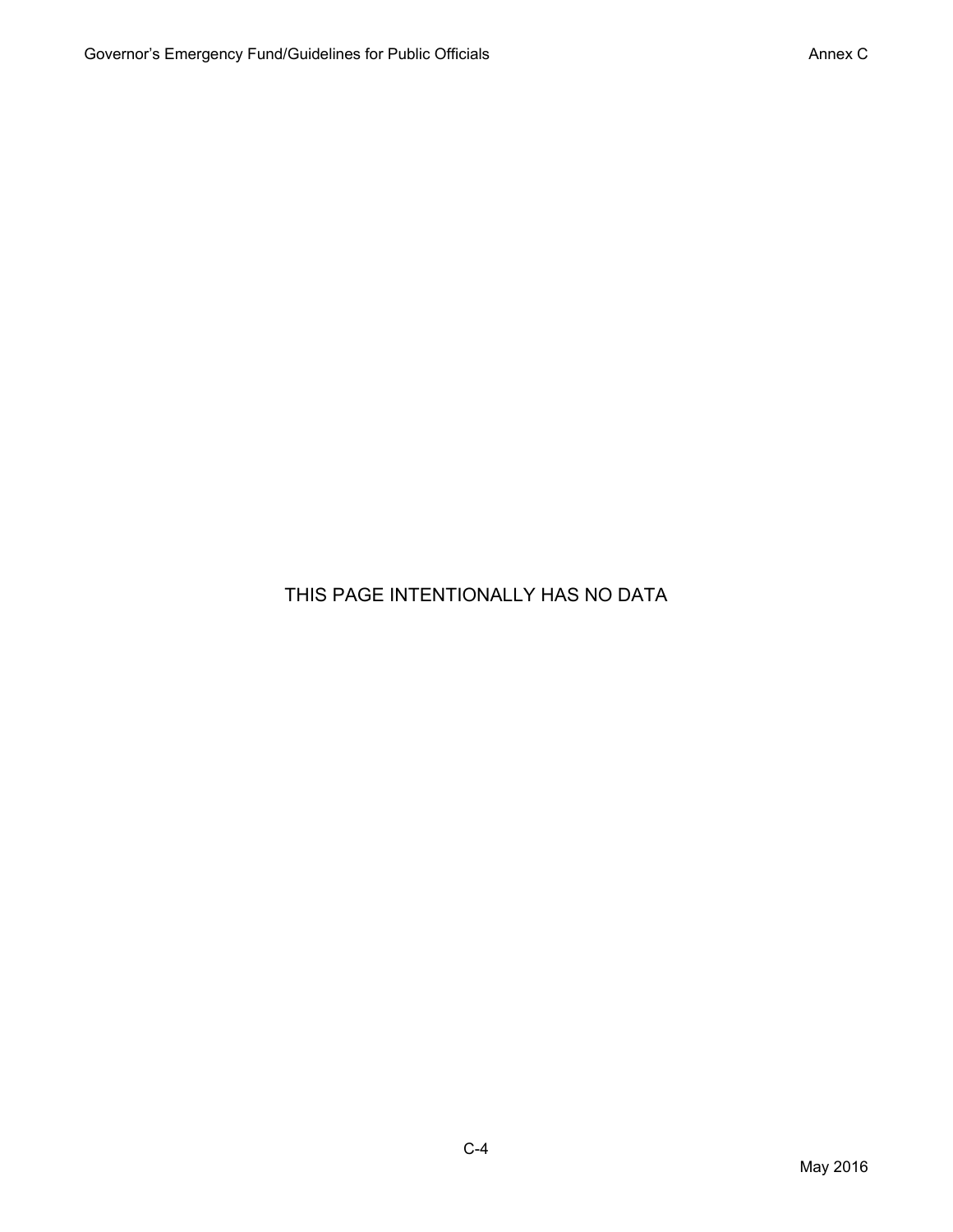THIS PAGE INTENTIONALLY HAS NO DATA